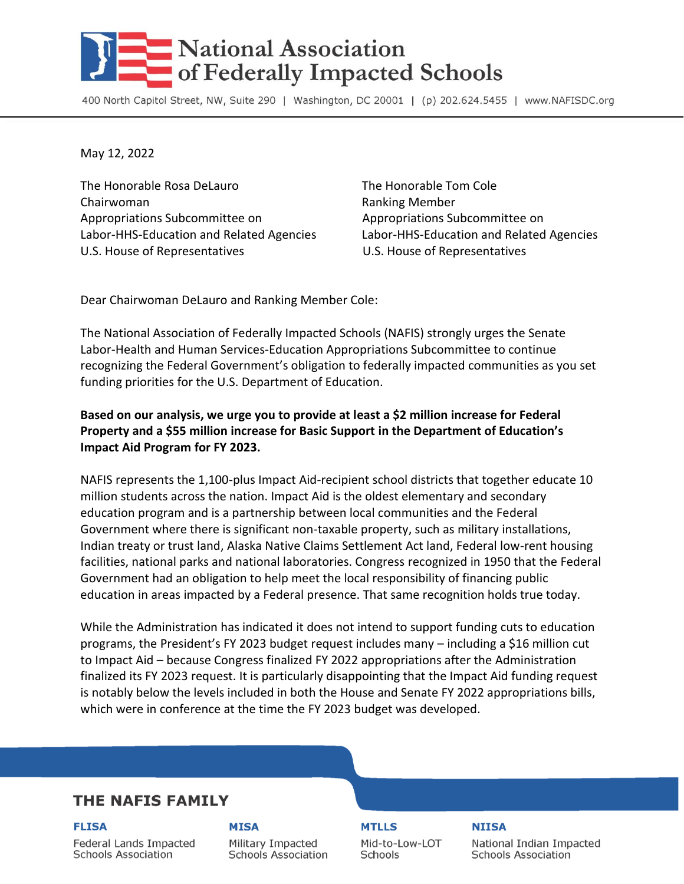# National Association of Federally Impacted Schools

400 North Capitol Street, NW, Suite 290 | Washington, DC 20001 | (p) 202.624.5455 | www.NAFISDC.org

May 12, 2022

The Honorable Rosa DeLauro
Chairwoman
Appropriations Subcommittee on
Labor-HHS-Education and Related Agencies
U.S. House of Representatives

The Honorable Tom Cole
Ranking Member
Appropriations Subcommittee on
Labor-HHS-Education and Related Agencies
U.S. House of Representatives

Dear Chairwoman DeLauro and Ranking Member Cole:

The National Association of Federally Impacted Schools (NAFIS) strongly urges the Senate Labor-Health and Human Services-Education Appropriations Subcommittee to continue recognizing the Federal Government's obligation to federally impacted communities as you set funding priorities for the U.S. Department of Education.

**Based on our analysis, we urge you to provide at least a $2 million increase for Federal Property and a $55 million increase for Basic Support in the Department of Education's Impact Aid Program for FY 2023.**

NAFIS represents the 1,100-plus Impact Aid-recipient school districts that together educate 10 million students across the nation. Impact Aid is the oldest elementary and secondary education program and is a partnership between local communities and the Federal Government where there is significant non-taxable property, such as military installations, Indian treaty or trust land, Alaska Native Claims Settlement Act land, Federal low-rent housing facilities, national parks and national laboratories. Congress recognized in 1950 that the Federal Government had an obligation to help meet the local responsibility of financing public education in areas impacted by a Federal presence. That same recognition holds true today.

While the Administration has indicated it does not intend to support funding cuts to education programs, the President's FY 2023 budget request includes many – including a $16 million cut to Impact Aid – because Congress finalized FY 2022 appropriations after the Administration finalized its FY 2023 request. It is particularly disappointing that the Impact Aid funding request is notably below the levels included in both the House and Senate FY 2022 appropriations bills, which were in conference at the time the FY 2023 budget was developed.

## THE NAFIS FAMILY

**FLISA** Federal Lands Impacted Schools Association

**MISA** Military Impacted Schools Association

**MTLLS** Mid-to-Low-LOT Schools

**NIISA** National Indian Impacted Schools Association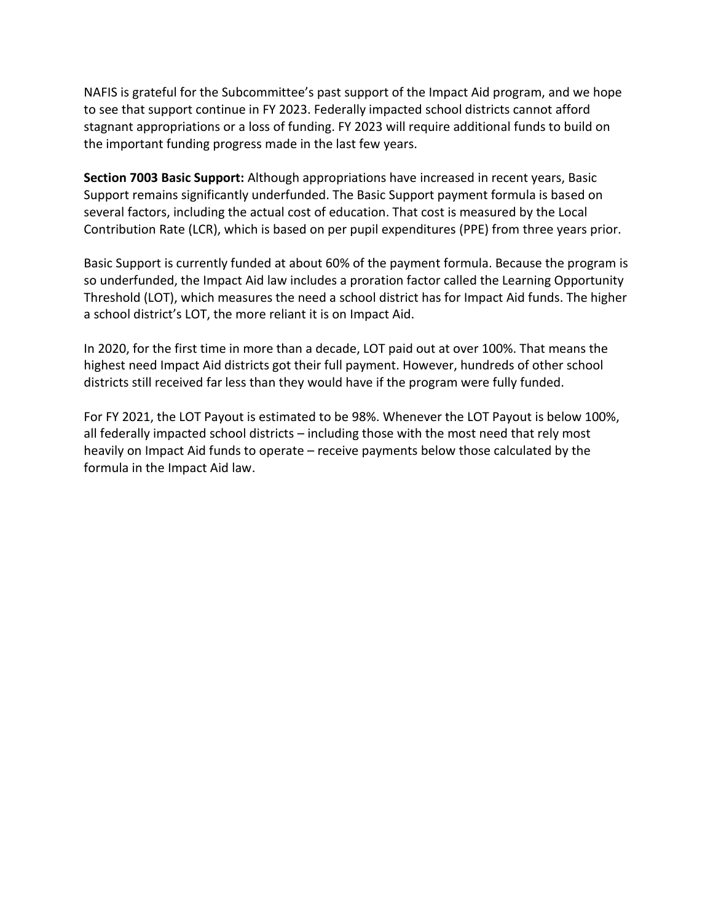NAFIS is grateful for the Subcommittee's past support of the Impact Aid program, and we hope to see that support continue in FY 2023. Federally impacted school districts cannot afford stagnant appropriations or a loss of funding. FY 2023 will require additional funds to build on the important funding progress made in the last few years.

**Section 7003 Basic Support:** Although appropriations have increased in recent years, Basic Support remains significantly underfunded. The Basic Support payment formula is based on several factors, including the actual cost of education. That cost is measured by the Local Contribution Rate (LCR), which is based on per pupil expenditures (PPE) from three years prior.

Basic Support is currently funded at about 60% of the payment formula. Because the program is so underfunded, the Impact Aid law includes a proration factor called the Learning Opportunity Threshold (LOT), which measures the need a school district has for Impact Aid funds. The higher a school district's LOT, the more reliant it is on Impact Aid.

In 2020, for the first time in more than a decade, LOT paid out at over 100%. That means the highest need Impact Aid districts got their full payment. However, hundreds of other school districts still received far less than they would have if the program were fully funded.

For FY 2021, the LOT Payout is estimated to be 98%. Whenever the LOT Payout is below 100%, all federally impacted school districts – including those with the most need that rely most heavily on Impact Aid funds to operate – receive payments below those calculated by the formula in the Impact Aid law.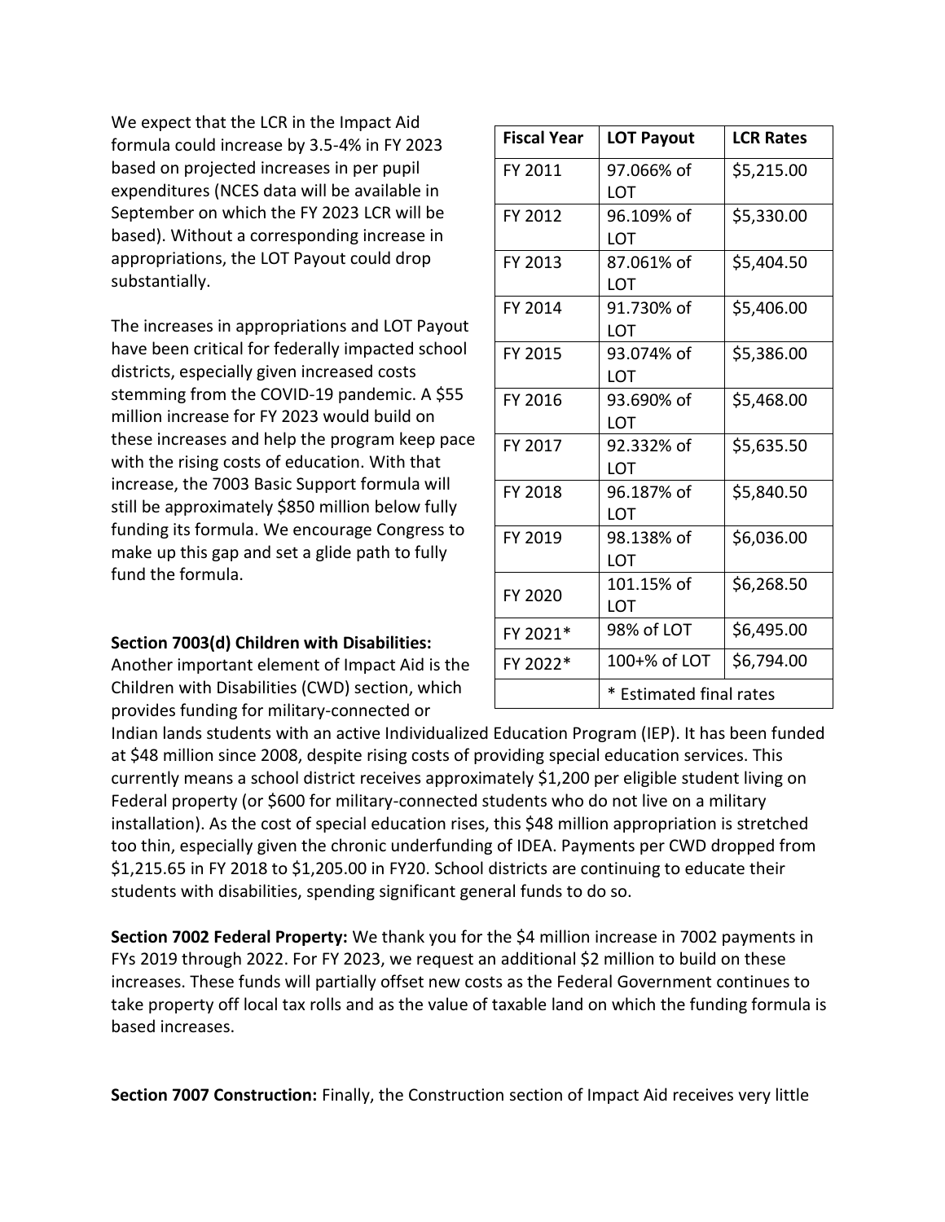We expect that the LCR in the Impact Aid formula could increase by 3.5-4% in FY 2023 based on projected increases in per pupil expenditures (NCES data will be available in September on which the FY 2023 LCR will be based). Without a corresponding increase in appropriations, the LOT Payout could drop substantially.

| Fiscal Year | LOT Payout | LCR Rates |
|---|---|---|
| FY 2011 | 97.066% of LOT | $5,215.00 |
| FY 2012 | 96.109% of LOT | $5,330.00 |
| FY 2013 | 87.061% of LOT | $5,404.50 |
| FY 2014 | 91.730% of LOT | $5,406.00 |
| FY 2015 | 93.074% of LOT | $5,386.00 |
| FY 2016 | 93.690% of LOT | $5,468.00 |
| FY 2017 | 92.332% of LOT | $5,635.50 |
| FY 2018 | 96.187% of LOT | $5,840.50 |
| FY 2019 | 98.138% of LOT | $6,036.00 |
| FY 2020 | 101.15% of LOT | $6,268.50 |
| FY 2021* | 98% of LOT | $6,495.00 |
| FY 2022* | 100+% of LOT | $6,794.00 |
| | * Estimated final rates | |

The increases in appropriations and LOT Payout have been critical for federally impacted school districts, especially given increased costs stemming from the COVID-19 pandemic. A $55 million increase for FY 2023 would build on these increases and help the program keep pace with the rising costs of education. With that increase, the 7003 Basic Support formula will still be approximately $850 million below fully funding its formula. We encourage Congress to make up this gap and set a glide path to fully fund the formula.

**Section 7003(d) Children with Disabilities:** Another important element of Impact Aid is the Children with Disabilities (CWD) section, which provides funding for military-connected or Indian lands students with an active Individualized Education Program (IEP). It has been funded at $48 million since 2008, despite rising costs of providing special education services. This currently means a school district receives approximately $1,200 per eligible student living on Federal property (or $600 for military-connected students who do not live on a military installation). As the cost of special education rises, this $48 million appropriation is stretched too thin, especially given the chronic underfunding of IDEA. Payments per CWD dropped from $1,215.65 in FY 2018 to $1,205.00 in FY20. School districts are continuing to educate their students with disabilities, spending significant general funds to do so.

**Section 7002 Federal Property:** We thank you for the $4 million increase in 7002 payments in FYs 2019 through 2022. For FY 2023, we request an additional $2 million to build on these increases. These funds will partially offset new costs as the Federal Government continues to take property off local tax rolls and as the value of taxable land on which the funding formula is based increases.

**Section 7007 Construction:** Finally, the Construction section of Impact Aid receives very little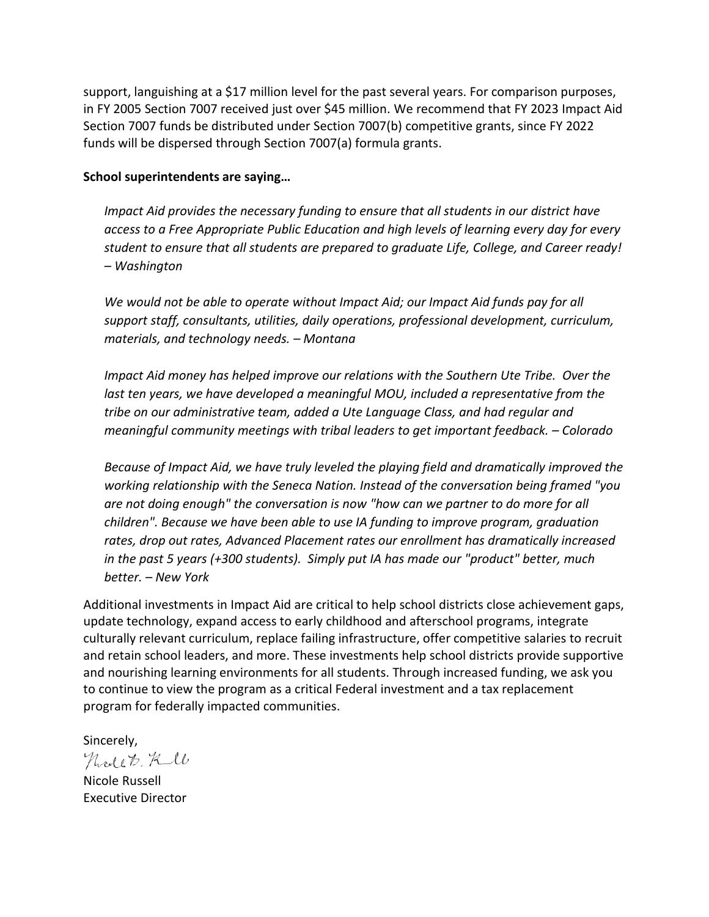support, languishing at a $17 million level for the past several years. For comparison purposes, in FY 2005 Section 7007 received just over $45 million. We recommend that FY 2023 Impact Aid Section 7007 funds be distributed under Section 7007(b) competitive grants, since FY 2022 funds will be dispersed through Section 7007(a) formula grants.

**School superintendents are saying…**

*Impact Aid provides the necessary funding to ensure that all students in our district have access to a Free Appropriate Public Education and high levels of learning every day for every student to ensure that all students are prepared to graduate Life, College, and Career ready! – Washington*

*We would not be able to operate without Impact Aid; our Impact Aid funds pay for all support staff, consultants, utilities, daily operations, professional development, curriculum, materials, and technology needs. – Montana*

*Impact Aid money has helped improve our relations with the Southern Ute Tribe. Over the last ten years, we have developed a meaningful MOU, included a representative from the tribe on our administrative team, added a Ute Language Class, and had regular and meaningful community meetings with tribal leaders to get important feedback. – Colorado*

*Because of Impact Aid, we have truly leveled the playing field and dramatically improved the working relationship with the Seneca Nation. Instead of the conversation being framed "you are not doing enough" the conversation is now "how can we partner to do more for all children". Because we have been able to use IA funding to improve program, graduation rates, drop out rates, Advanced Placement rates our enrollment has dramatically increased in the past 5 years (+300 students). Simply put IA has made our "product" better, much better. – New York*

Additional investments in Impact Aid are critical to help school districts close achievement gaps, update technology, expand access to early childhood and afterschool programs, integrate culturally relevant curriculum, replace failing infrastructure, offer competitive salaries to recruit and retain school leaders, and more. These investments help school districts provide supportive and nourishing learning environments for all students. Through increased funding, we ask you to continue to view the program as a critical Federal investment and a tax replacement program for federally impacted communities.

Sincerely,

Nicole Russell
Executive Director